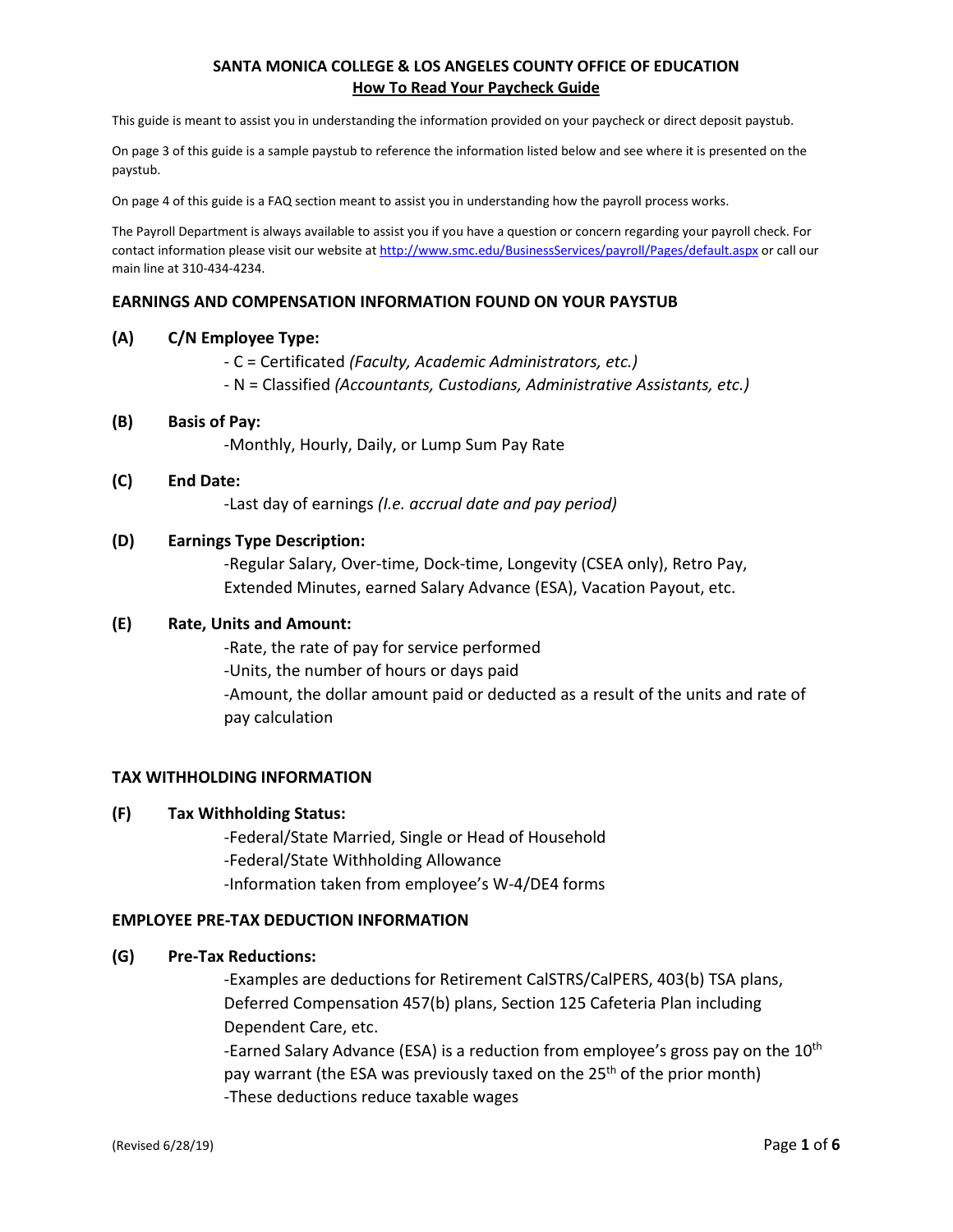# SANTA MONICA COLLEGE & LOS ANGELES COUNTY OFFICE OF EDUCATION

## How To Read Your Paycheck Guide

This guide is meant to assist you in understanding the information provided on your paycheck or direct deposit paystub.

On page 3 of this guide is a sample paystub to reference the information listed below and see where it is presented on the paystub.

On page 4 of this guide is a FAQ section meant to assist you in understanding how the payroll process works.

The Payroll Department is always available to assist you if you have a question or concern regarding your payroll check. For contact information please visit our website at http://www.smc.edu/BusinessServices/payroll/Pages/default.aspx or call our main line at 310-434-4234.

### EARNINGS AND COMPENSATION INFORMATION FOUND ON YOUR PAYSTUB

**(A) C/N Employee Type:**

- C = Certificated *(Faculty, Academic Administrators, etc.)*
- N = Classified *(Accountants, Custodians, Administrative Assistants, etc.)*

**(B) Basis of Pay:**

- Monthly, Hourly, Daily, or Lump Sum Pay Rate

**(C) End Date:**

- Last day of earnings *(I.e. accrual date and pay period)*

**(D) Earnings Type Description:**

- Regular Salary, Over-time, Dock-time, Longevity (CSEA only), Retro Pay, Extended Minutes, earned Salary Advance (ESA), Vacation Payout, etc.

**(E) Rate, Units and Amount:**

- Rate, the rate of pay for service performed
- Units, the number of hours or days paid
- Amount, the dollar amount paid or deducted as a result of the units and rate of pay calculation

### TAX WITHHOLDING INFORMATION

**(F) Tax Withholding Status:**

- Federal/State Married, Single or Head of Household
- Federal/State Withholding Allowance
- Information taken from employee's W-4/DE4 forms

### EMPLOYEE PRE-TAX DEDUCTION INFORMATION

**(G) Pre-Tax Reductions:**

- Examples are deductions for Retirement CalSTRS/CalPERS, 403(b) TSA plans, Deferred Compensation 457(b) plans, Section 125 Cafeteria Plan including Dependent Care, etc.
- Earned Salary Advance (ESA) is a reduction from employee's gross pay on the 10th pay warrant (the ESA was previously taxed on the 25th of the prior month)
- These deductions reduce taxable wages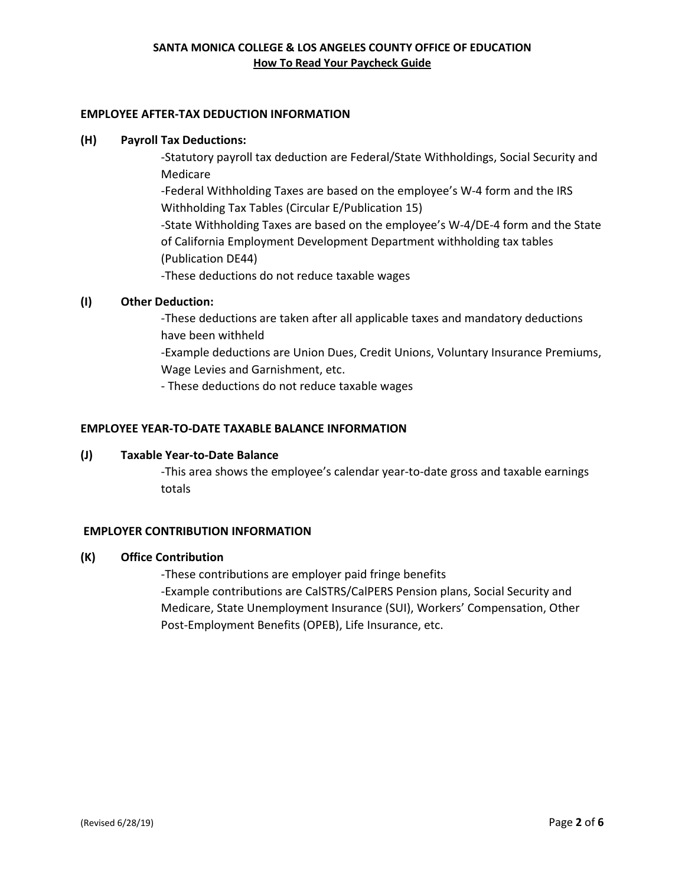## EMPLOYEE AFTER-TAX DEDUCTION INFORMATION

**(H) Payroll Tax Deductions:**

-Statutory payroll tax deduction are Federal/State Withholdings, Social Security and Medicare

-Federal Withholding Taxes are based on the employee's W-4 form and the IRS Withholding Tax Tables (Circular E/Publication 15)

-State Withholding Taxes are based on the employee's W-4/DE-4 form and the State of California Employment Development Department withholding tax tables (Publication DE44)

-These deductions do not reduce taxable wages

**(I) Other Deduction:**

-These deductions are taken after all applicable taxes and mandatory deductions have been withheld

-Example deductions are Union Dues, Credit Unions, Voluntary Insurance Premiums, Wage Levies and Garnishment, etc.

- These deductions do not reduce taxable wages

## EMPLOYEE YEAR-TO-DATE TAXABLE BALANCE INFORMATION

**(J) Taxable Year-to-Date Balance**

-This area shows the employee's calendar year-to-date gross and taxable earnings totals

## EMPLOYER CONTRIBUTION INFORMATION

**(K) Office Contribution**

-These contributions are employer paid fringe benefits

-Example contributions are CalSTRS/CalPERS Pension plans, Social Security and Medicare, State Unemployment Insurance (SUI), Workers' Compensation, Other Post-Employment Benefits (OPEB), Life Insurance, etc.

(Revised 6/28/19)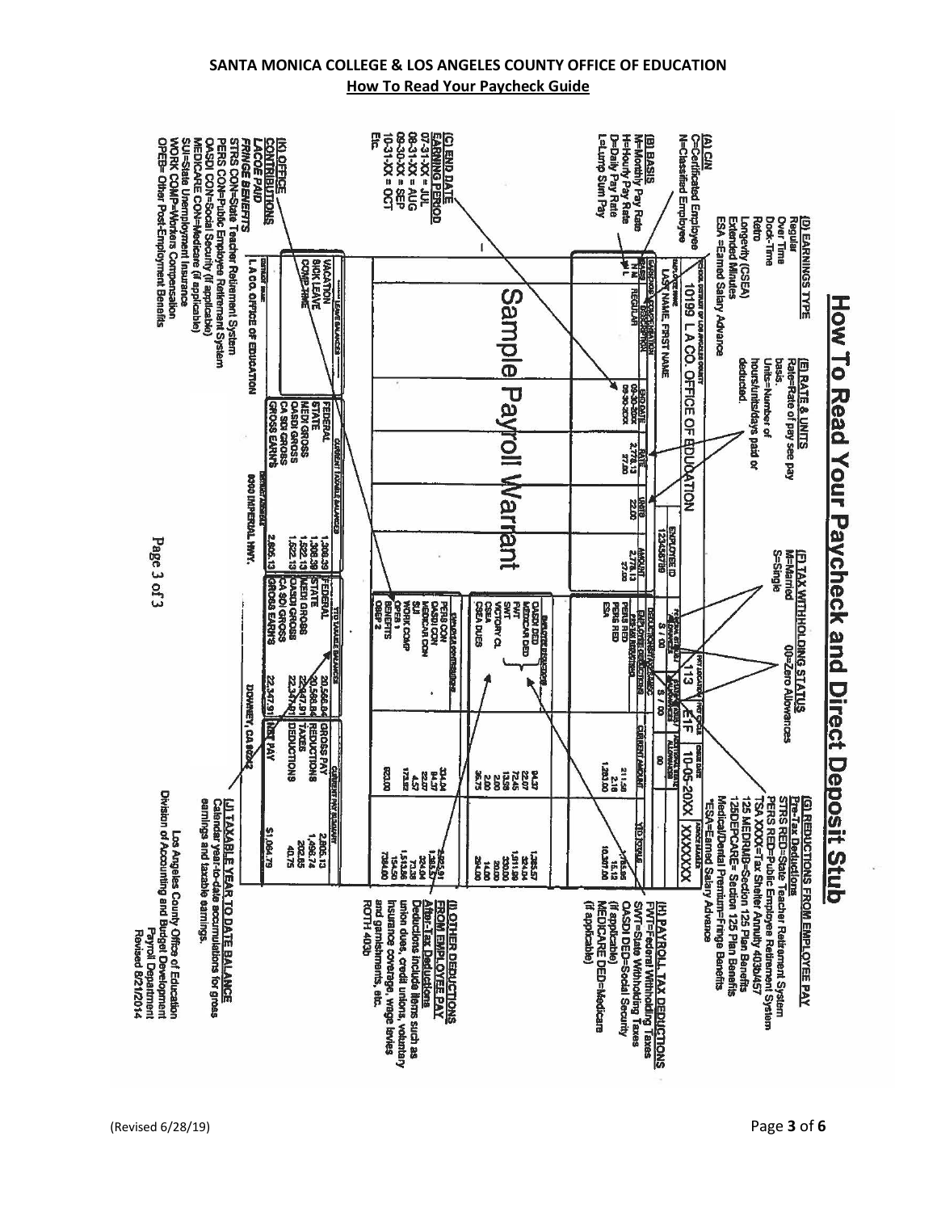**SANTA MONICA COLLEGE & LOS ANGELES COUNTY OFFICE OF EDUCATION**
**How To Read Your Paycheck Guide**

# How To Read Your Paycheck and Direct Deposit Stub

**(A) C/N**
C=Certificated Employee
N=Classified Employee

**(B) BASIS**
M=Monthly Pay Rate
H=Hourly Pay Rate
D=Daily Pay Rate
L=Lump Sum Pay

**(C) END DATE EARNING PERIOD**
07-31-XX = JUL
08-31-XX = AUG
09-30-XX = SEP
10-31-XX = OCT
Etc.

**(D) EARNINGS TYPE**
Regular
Over Time
Dock-Time
Retro
Longevity (CSEA)
Extended Minutes
ESA =Earned Salary Advance

**(E) RATE & UNITS**
Rate=Rate of pay see pay basis.
Units=Number of hours/units/days paid or deducted.

**(F) TAX WITHHOLDING STATUS**
M=Married
S=Single
00=Zero Allowances

**(G) REDUCTIONS FROM EMPLOYEE PAY**
Pre-Tax Deductions
STRS RED=State Teacher Retirement System
PERS RED=Public Employee Retirement System
TSA XXXX=Tax Shelter Annuity 403b/457
125 MEDRMB=Section 125 Plan Benefits
125DEPCARE= Section 125 Plan Benefits
Medical/Dental Premium=Fringe Benefits
*ESA=Earned Salary Advance

**(H) PAYROLL TAX DEDUCTIONS**
FWT=Federal Withholding Taxes
SWT=State Withholding Taxes
OASDI DED=Social Security (if applicable)
MEDICARE DED=Medicare (if applicable)

**(I) OTHER DEDUCTIONS FROM EMPLOYEE PAY**
After-Tax Deductions
Deductions include items such as union dues, credit unions, voluntary insurance coverage, wage levies and garnishments, etc.
ROTH 403b

**(J) TAXABLE YEAR TO DATE BALANCE**
Calendar year-to-date accumulations for gross earnings and taxable earnings.

**(K) OFFICE CONTRIBUTIONS**
**LACOE PAID FRINGE BENEFITS**
STRS CON=State Teacher Retirement System
PERS CON=Public Employee Retirement System
OASDI CON=Social Security (if applicable)
MEDICARE CON=Medicare (if applicable)
SUI=State Unemployment Insurance
WORK COMP=Workers Compensation
OPEB= Other Post-Employment Benefits

## Sample Payroll Warrant

School District of Los Angeles County: 10199 L.A. CO. OFFICE OF EDUCATION
Employee Name: LAST NAME, FIRST NAME
Employee ID: 123456789
Federal/State Allowances: S / 00 | S / 00
Pay Location: 113 | Pay Cycle: E1F
Check Date: 10-05-20XX | Advice Number: XXXXXXX

| Basis | C/N | Earnings Description | End Date | Rate | Units | Amount |
|---|---|---|---|---|---|---|
| M | N | REGULAR | 09-30-XX | 2,778.13 | | 2,778.13 |
| L | | | 09-30-XX | 27.00 | 22.00 | 27.00 |

| Deductions/Contributions | Current Amount | YTD Totals |
|---|---|---|
| *Employee Reductions* | | |
| PERS RED | 211.56 | 1,415.56 |
| PERS RED | 2.16 | 15.12 |
| ESA | 1,280.00 | 10,307.00 |
| *Employee Deductions* | | |
| OASDI DED | 84.37 | 1,385.57 |
| MEDICAR DED | 22.07 | 324.04 |
| FWT | 72.45 | 1,011.99 |
| SWT | 13.59 | 330.00 |
| VICTORY CL | 2.00 | 30.00 |
| CSEA | 2.00 | 14.00 |
| CSEA DUES | 26.75 | 294.00 |
| *Employer Contributions* | | |
| PERS CON | 334.04 | 1,385.91 |
| OASDI CON | 84.37 | 1,385.57 |
| MEDICAR CON | 22.07 | 324.04 |
| SUI | 4.57 | 71.38 |
| WORK COMP | 173.92 | 1,513.86 |
| OPEB 1 | | 154.50 |
| BENEFITS | 823.00 | 7,384.00 |
| OBGP 2 | | |

| Leave Name | Leave Balances |
|---|---|
| VACATION | |
| SICK LEAVE | |
| COMP TIME | |

| Current Taxable Balances | | YTD Taxable Balances | |
|---|---|---|---|
| FEDERAL | 1,308.39 | FEDERAL | 20,568.84 |
| STATE | 1,308.39 | STATE | 20,568.84 |
| MEDI GROSS | 1,522.13 | MEDI GROSS | 22,347.91 |
| OASDI GROSS | 1,522.13 | OASDI GROSS | 22,347.91 |
| CA SDI GROSS | | CA SDI GROSS | |
| GROSS EARN'S | 2,805.13 | GROSS EARN'S | 22,347.91 |

| Current Pay Summary | |
|---|---|
| GROSS PAY | 2,805.13 |
| REDUCTIONS | 1,496.74 |
| TAXES | 202.85 |
| DEDUCTIONS | 40.75 |
| NET PAY | $1,064.79 |

District Name: L.A. CO. OFFICE OF EDUCATION
District Address: 9300 IMPERIAL HWY., DOWNEY, CA 90242

Page 3 of 3

Los Angeles County Office of Education
Division of Accounting and Budget Development
Payroll Department
Revised 8/21/2014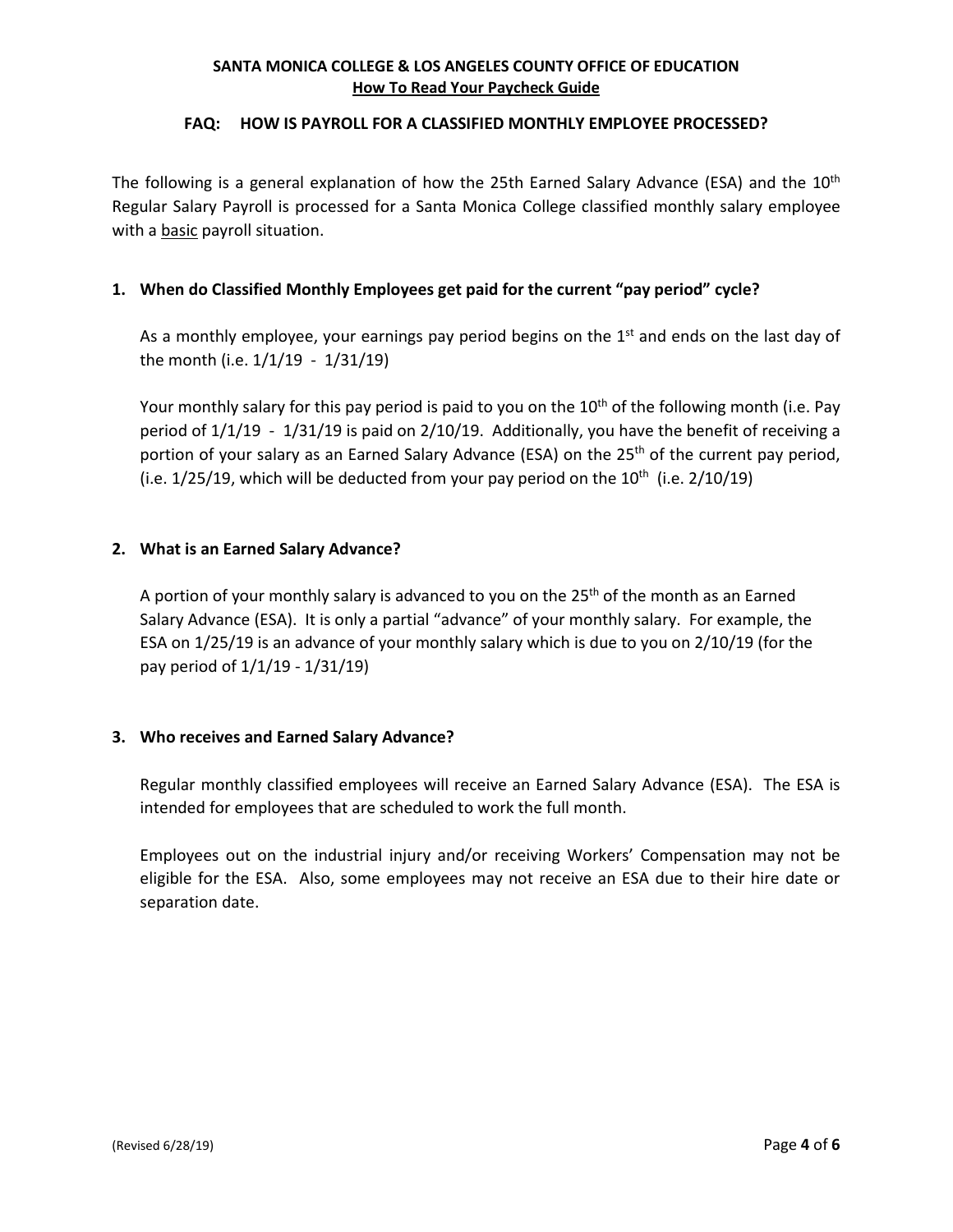**SANTA MONICA COLLEGE & LOS ANGELES COUNTY OFFICE OF EDUCATION**
**<u>How To Read Your Paycheck Guide</u>**

## FAQ: HOW IS PAYROLL FOR A CLASSIFIED MONTHLY EMPLOYEE PROCESSED?

The following is a general explanation of how the 25th Earned Salary Advance (ESA) and the 10th Regular Salary Payroll is processed for a Santa Monica College classified monthly salary employee with a <u>basic</u> payroll situation.

### 1. When do Classified Monthly Employees get paid for the current "pay period" cycle?

As a monthly employee, your earnings pay period begins on the 1st and ends on the last day of the month (i.e. 1/1/19 - 1/31/19)

Your monthly salary for this pay period is paid to you on the 10th of the following month (i.e. Pay period of 1/1/19 - 1/31/19 is paid on 2/10/19. Additionally, you have the benefit of receiving a portion of your salary as an Earned Salary Advance (ESA) on the 25th of the current pay period, (i.e. 1/25/19, which will be deducted from your pay period on the 10th (i.e. 2/10/19)

### 2. What is an Earned Salary Advance?

A portion of your monthly salary is advanced to you on the 25th of the month as an Earned Salary Advance (ESA). It is only a partial "advance" of your monthly salary. For example, the ESA on 1/25/19 is an advance of your monthly salary which is due to you on 2/10/19 (for the pay period of 1/1/19 - 1/31/19)

### 3. Who receives and Earned Salary Advance?

Regular monthly classified employees will receive an Earned Salary Advance (ESA). The ESA is intended for employees that are scheduled to work the full month.

Employees out on the industrial injury and/or receiving Workers' Compensation may not be eligible for the ESA. Also, some employees may not receive an ESA due to their hire date or separation date.

(Revised 6/28/19)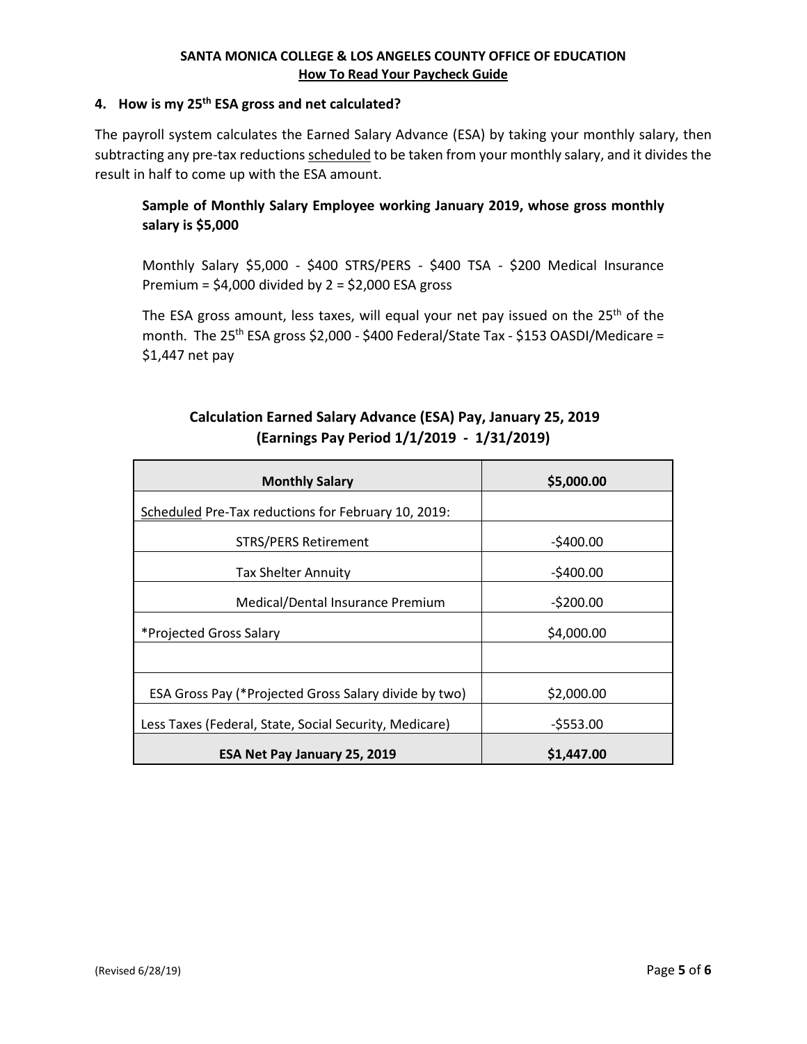### 4. How is my 25th ESA gross and net calculated?

The payroll system calculates the Earned Salary Advance (ESA) by taking your monthly salary, then subtracting any pre-tax reductions scheduled to be taken from your monthly salary, and it divides the result in half to come up with the ESA amount.

**Sample of Monthly Salary Employee working January 2019, whose gross monthly salary is $5,000**

Monthly Salary $5,000 - $400 STRS/PERS - $400 TSA - $200 Medical Insurance Premium = $4,000 divided by 2 = $2,000 ESA gross

The ESA gross amount, less taxes, will equal your net pay issued on the 25th of the month. The 25th ESA gross $2,000 - $400 Federal/State Tax - $153 OASDI/Medicare = $1,447 net pay

**Calculation Earned Salary Advance (ESA) Pay, January 25, 2019**
**(Earnings Pay Period 1/1/2019 - 1/31/2019)**

| **Monthly Salary** | **$5,000.00** |
|---|---|
| Scheduled Pre-Tax reductions for February 10, 2019: | |
| STRS/PERS Retirement | -$400.00 |
| Tax Shelter Annuity | -$400.00 |
| Medical/Dental Insurance Premium | -$200.00 |
| *Projected Gross Salary | $4,000.00 |
| | |
| ESA Gross Pay (*Projected Gross Salary divide by two) | $2,000.00 |
| Less Taxes (Federal, State, Social Security, Medicare) | -$553.00 |
| **ESA Net Pay January 25, 2019** | **$1,447.00** |

(Revised 6/28/19)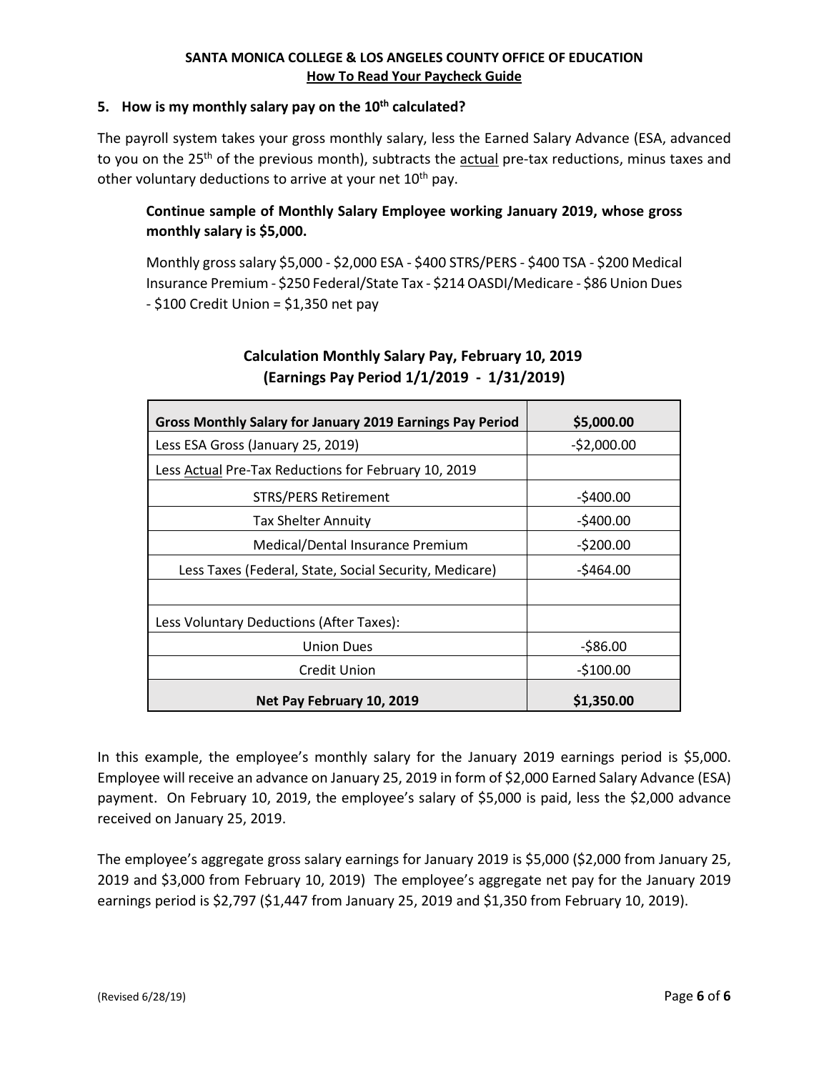### 5. How is my monthly salary pay on the 10th calculated?

The payroll system takes your gross monthly salary, less the Earned Salary Advance (ESA, advanced to you on the 25th of the previous month), subtracts the actual pre-tax reductions, minus taxes and other voluntary deductions to arrive at your net 10th pay.

**Continue sample of Monthly Salary Employee working January 2019, whose gross monthly salary is $5,000.**

Monthly gross salary $5,000 - $2,000 ESA - $400 STRS/PERS - $400 TSA - $200 Medical Insurance Premium - $250 Federal/State Tax - $214 OASDI/Medicare - $86 Union Dues - $100 Credit Union = $1,350 net pay

**Calculation Monthly Salary Pay, February 10, 2019**
**(Earnings Pay Period 1/1/2019 - 1/31/2019)**

| **Gross Monthly Salary for January 2019 Earnings Pay Period** | **$5,000.00** |
|---|---|
| Less ESA Gross (January 25, 2019) | -$2,000.00 |
| Less Actual Pre-Tax Reductions for February 10, 2019 | |
| STRS/PERS Retirement | -$400.00 |
| Tax Shelter Annuity | -$400.00 |
| Medical/Dental Insurance Premium | -$200.00 |
| Less Taxes (Federal, State, Social Security, Medicare) | -$464.00 |
| | |
| Less Voluntary Deductions (After Taxes): | |
| Union Dues | -$86.00 |
| Credit Union | -$100.00 |
| **Net Pay February 10, 2019** | **$1,350.00** |

In this example, the employee's monthly salary for the January 2019 earnings period is $5,000. Employee will receive an advance on January 25, 2019 in form of $2,000 Earned Salary Advance (ESA) payment. On February 10, 2019, the employee's salary of $5,000 is paid, less the $2,000 advance received on January 25, 2019.

The employee's aggregate gross salary earnings for January 2019 is $5,000 ($2,000 from January 25, 2019 and $3,000 from February 10, 2019) The employee's aggregate net pay for the January 2019 earnings period is $2,797 ($1,447 from January 25, 2019 and $1,350 from February 10, 2019).

(Revised 6/28/19)